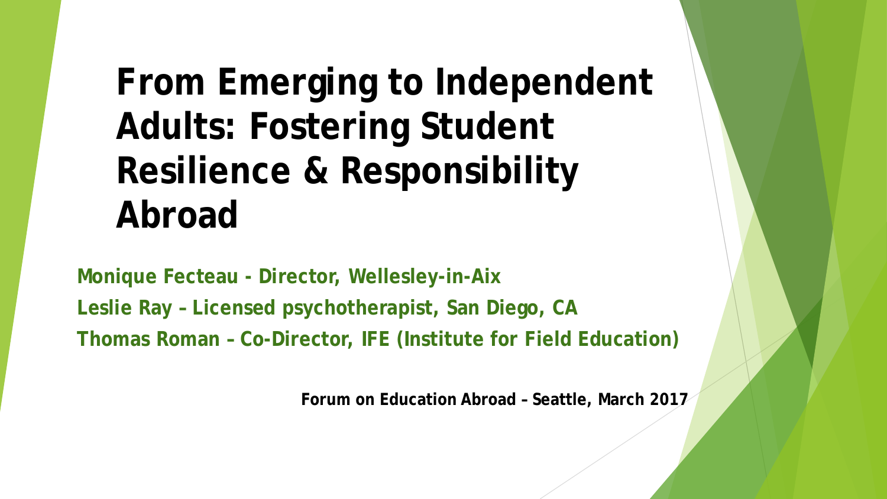# From Emerging to Independent Adults: Fostering Student Resilience & Responsibility Abroad

**Monique Fecteau - Director, Wellesley-in-Aix**

**Leslie Ray – Licensed psychotherapist, San Diego, CA**

**Thomas Roman – Co-Director, IFE (Institute for Field Education)**

**Forum on Education Abroad – Seattle, March 2017**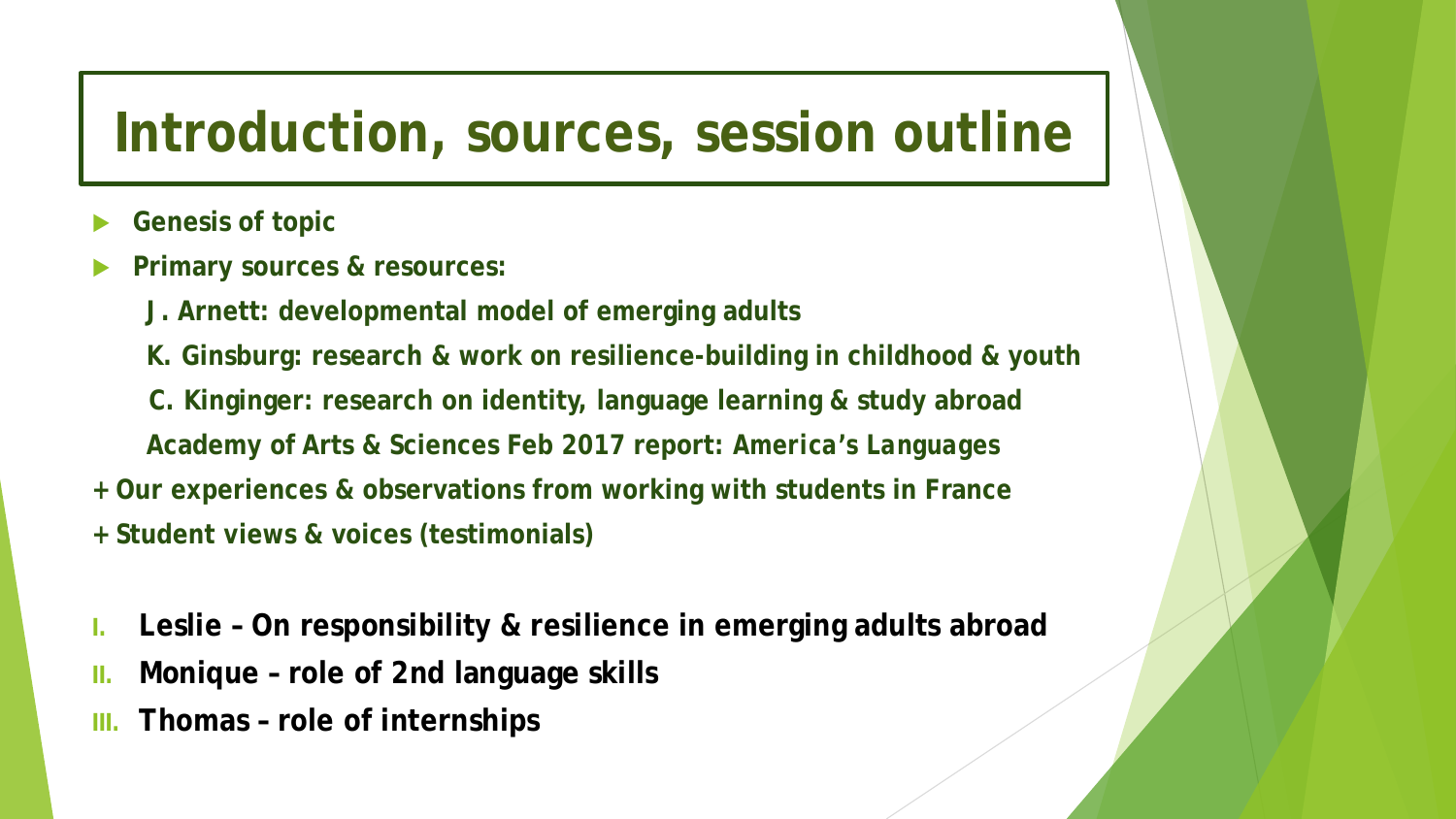# Introduction, sources, session outline

- **Genesis of topic**
- **Primary sources & resources:**

  **J. Arnett: developmental model of emerging adults**

  **K. Ginsburg: research & work on resilience-building in childhood & youth**

  **C. Kinginger: research on identity, language learning & study abroad**

  **Academy of Arts & Sciences Feb 2017 report: *America's Languages***

**+ Our experiences & observations from working with students in France**

**+ Student views & voices (testimonials)**

I. **Leslie – On responsibility & resilience in emerging adults abroad**
II. **Monique – role of 2nd language skills**
III. **Thomas – role of internships**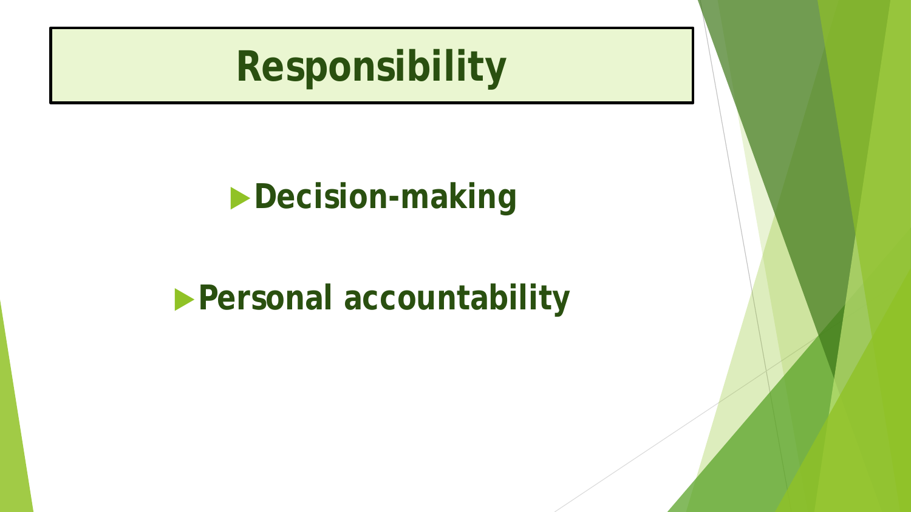# Responsibility

- **Decision-making**
- **Personal accountability**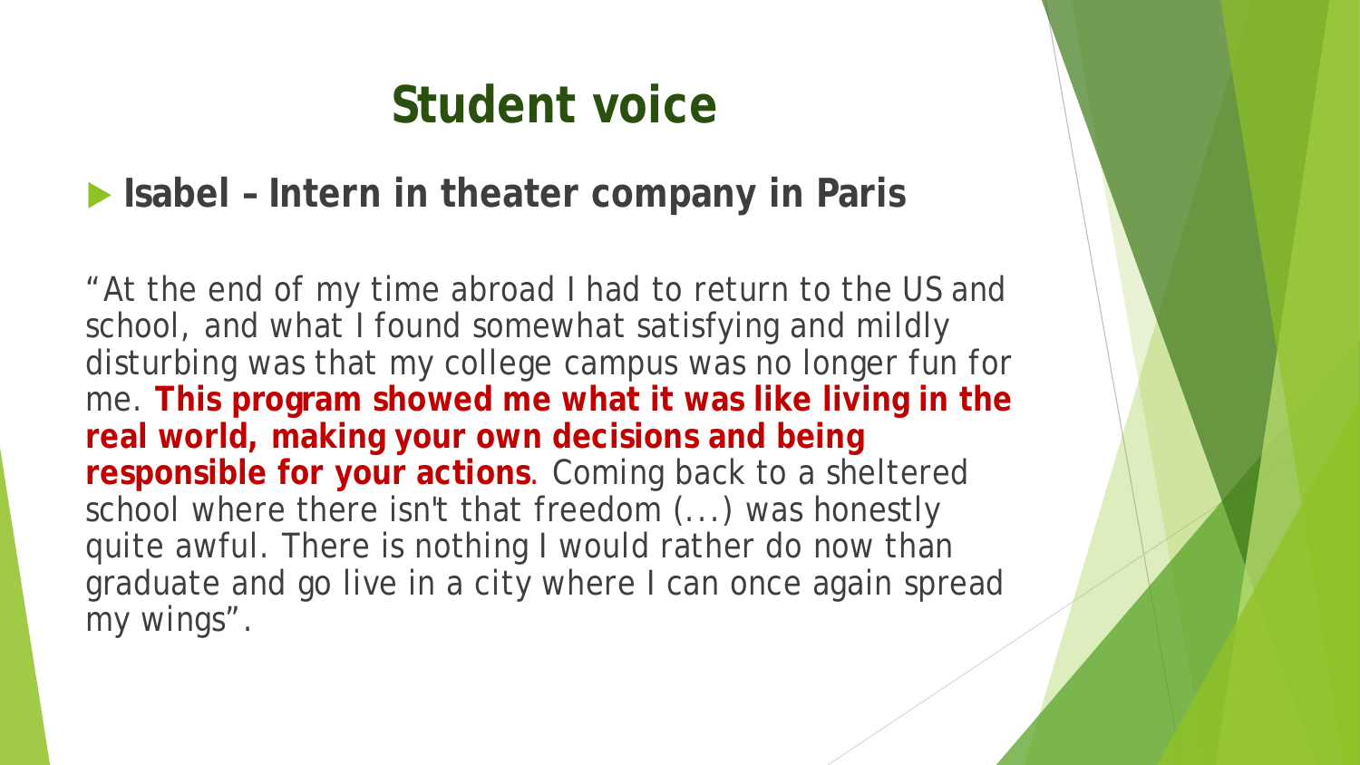# Student voice

- **Isabel – Intern in theater company in Paris**

"At the end of my time abroad I had to return to the US and school, and what I found somewhat satisfying and mildly disturbing was that my college campus was no longer fun for me. **This program showed me what it was like living in the real world, making your own decisions and being responsible for your actions**. Coming back to a sheltered school where there isn't that freedom (...) was honestly quite awful. There is nothing I would rather do now than graduate and go live in a city where I can once again spread my wings".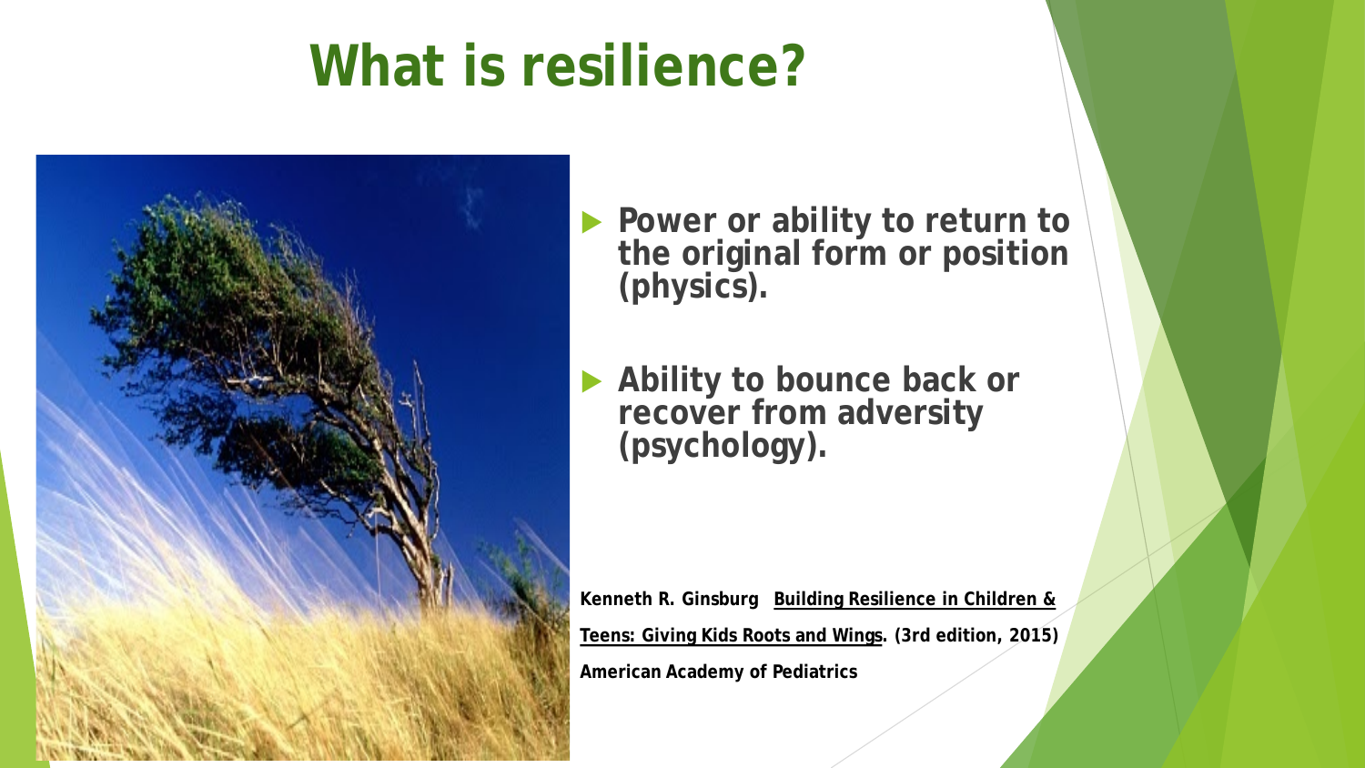# What is resilience?

- **Power or ability to return to the original form or position (physics).**
- **Ability to bounce back or recover from adversity (psychology).**

**Kenneth R. Ginsburg** **Building Resilience in Children & Teens: Giving Kids Roots and Wings. (3rd edition, 2015)**

**American Academy of Pediatrics**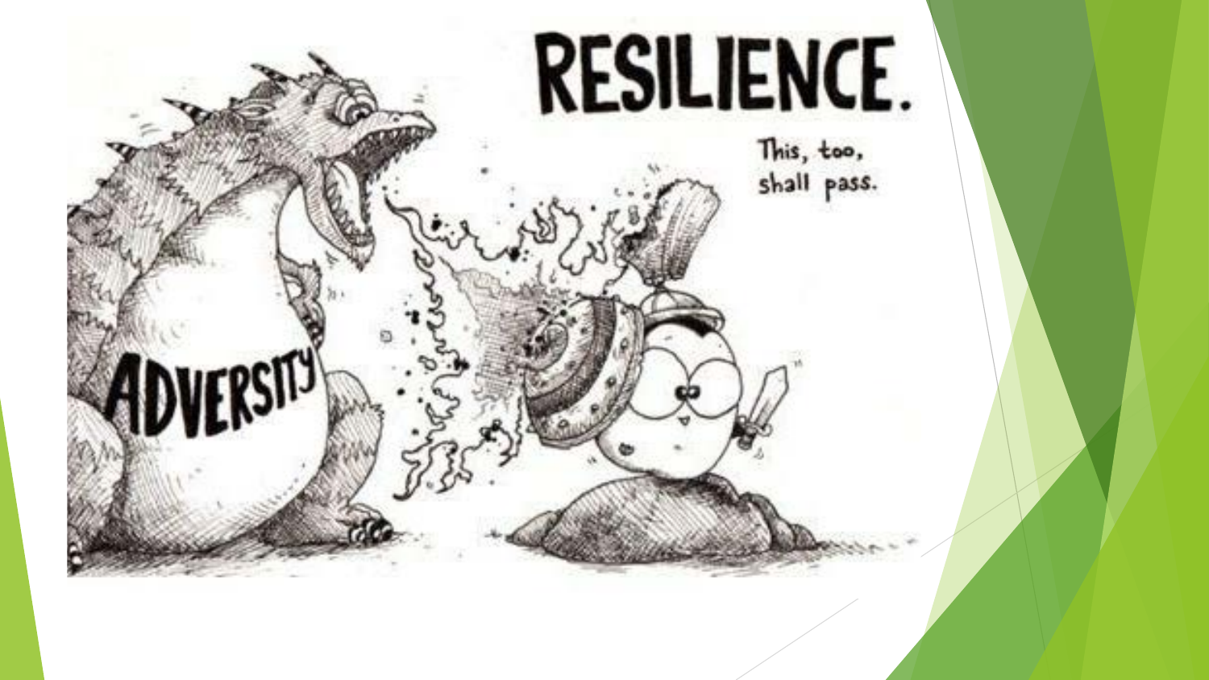# RESILIENCE.

This, too, shall pass.

ADVERSITY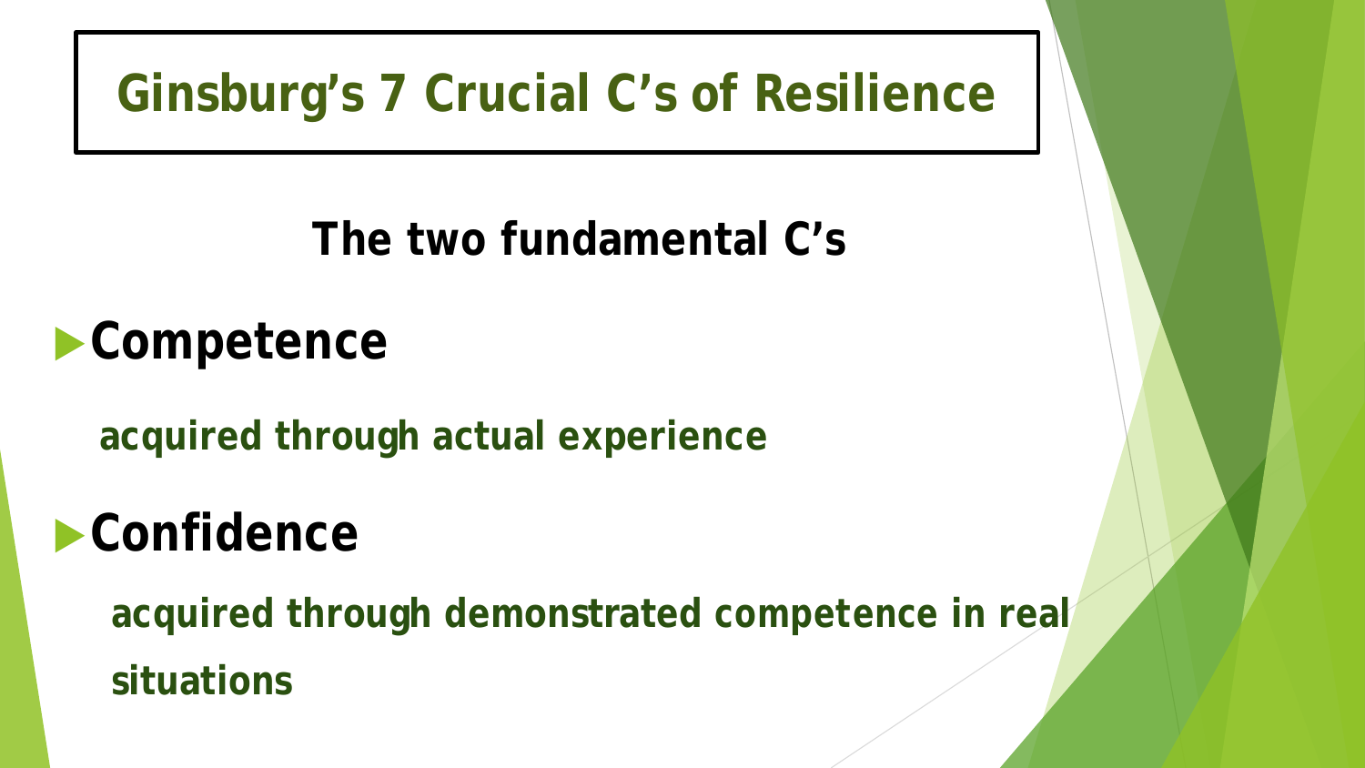# Ginsburg's 7 Crucial C's of Resilience

## The two fundamental C's

- **Competence**

  **acquired through actual experience**

- **Confidence**

  **acquired through demonstrated competence in real situations**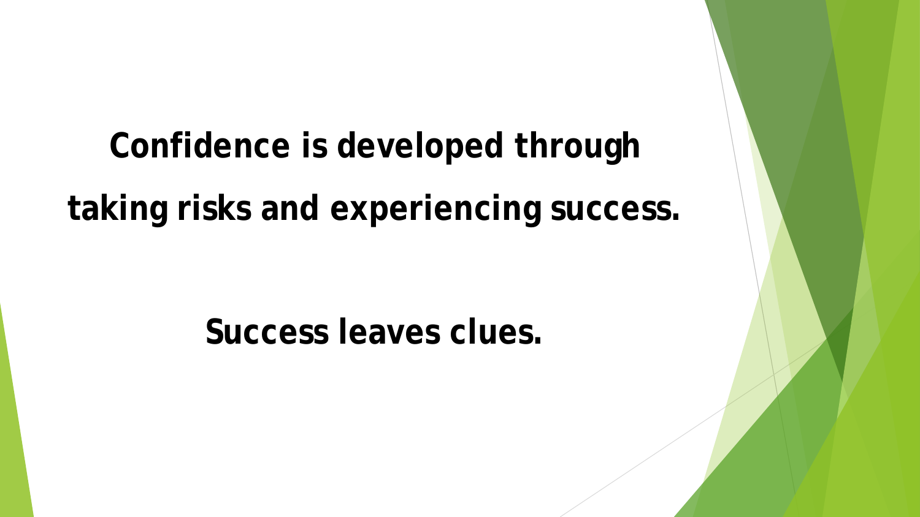**Confidence is developed through taking risks and experiencing success.**

**Success leaves clues.**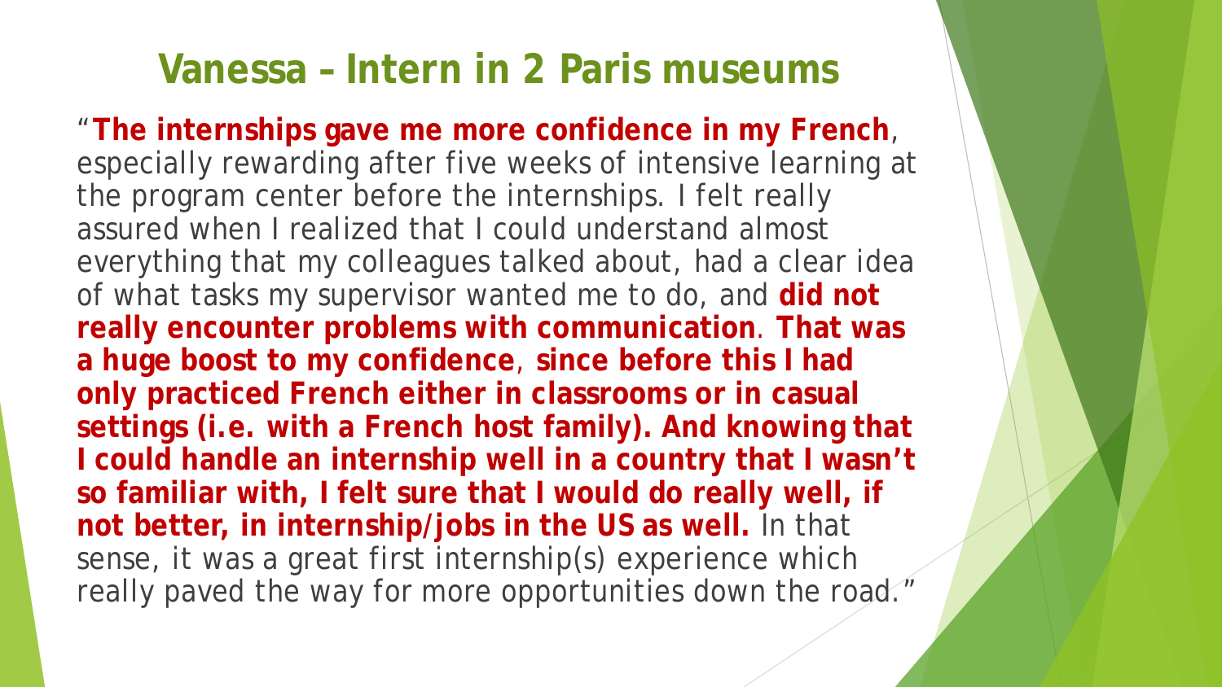## Vanessa – Intern in 2 Paris museums

"**The internships gave me more confidence in my French**, especially rewarding after five weeks of intensive learning at the program center before the internships. I felt really assured when I realized that I could understand almost everything that my colleagues talked about, had a clear idea of what tasks my supervisor wanted me to do, and **did not really encounter problems with communication**. **That was a huge boost to my confidence**, **since before this I had only practiced French either in classrooms or in casual settings (i.e. with a French host family). And knowing that I could handle an internship well in a country that I wasn't so familiar with, I felt sure that I would do really well, if not better, in internship/jobs in the US as well.** In that sense, it was a great first internship(s) experience which really paved the way for more opportunities down the road."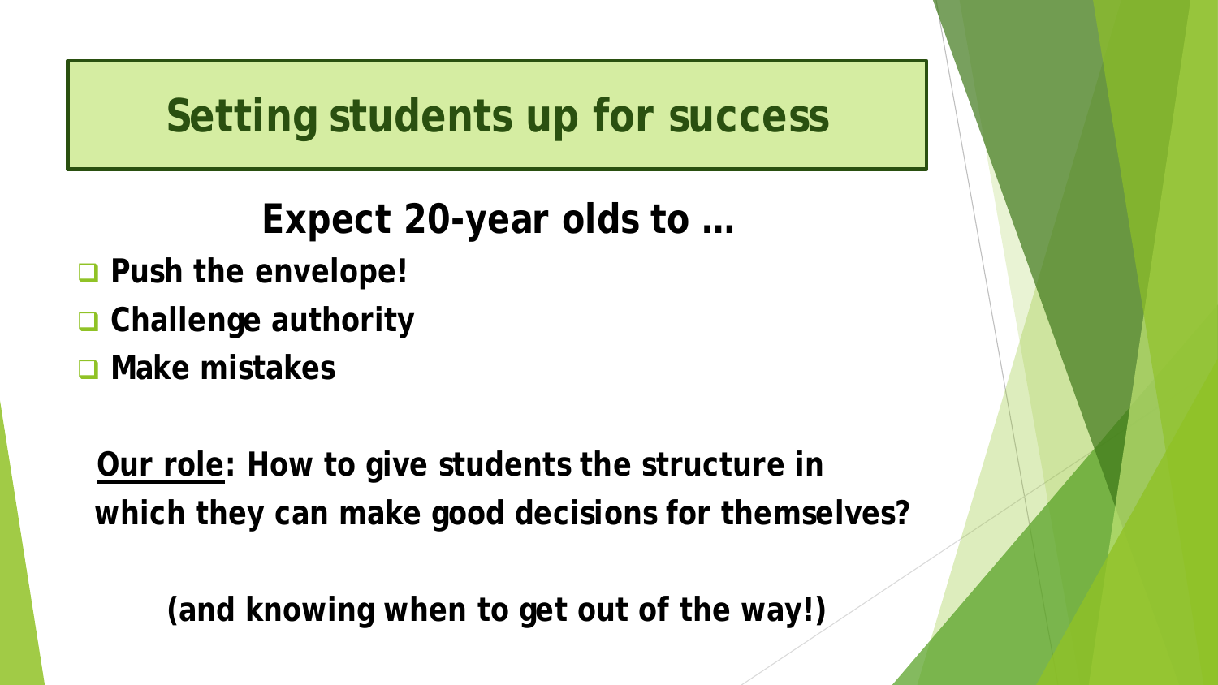# Setting students up for success

## Expect 20-year olds to …

- Push the envelope!
- Challenge authority
- Make mistakes

**Our role: How to give students the structure in which they can make good decisions for themselves?**

**(and knowing when to get out of the way!)**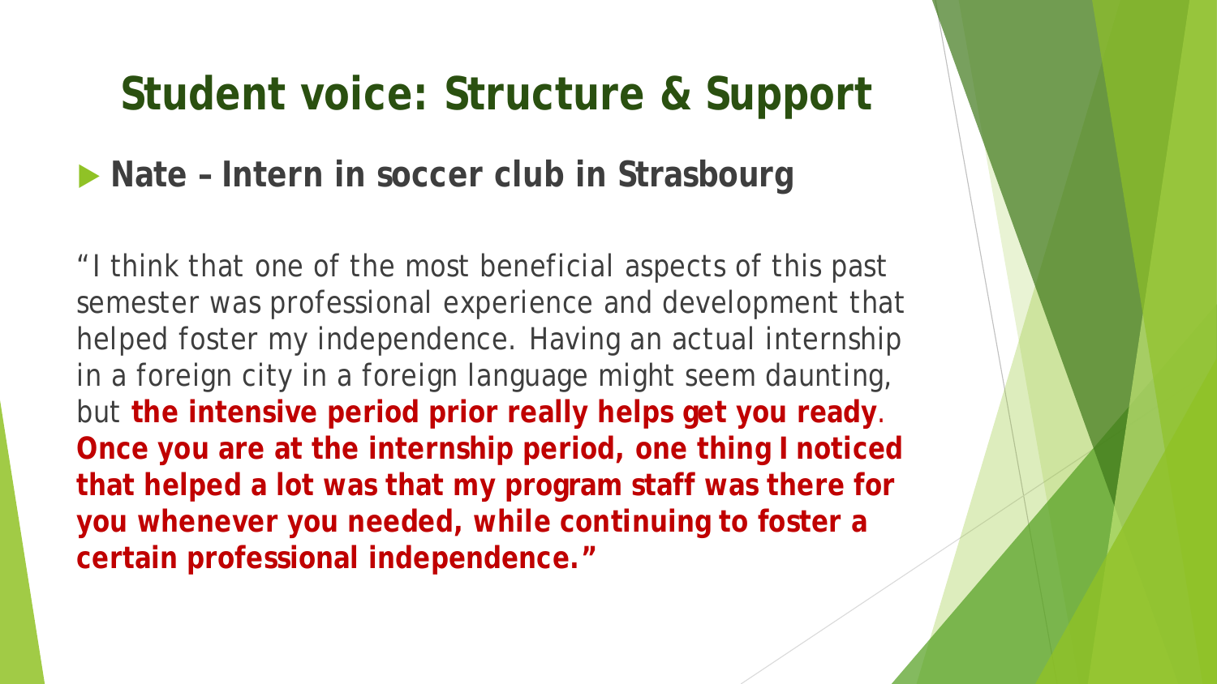# Student voice: Structure & Support

- **Nate – Intern in soccer club in Strasbourg**

"I think that one of the most beneficial aspects of this past semester was professional experience and development that helped foster my independence. Having an actual internship in a foreign city in a foreign language might seem daunting, but **the intensive period prior really helps get you ready**. **Once you are at the internship period, one thing I noticed that helped a lot was that my program staff was there for you whenever you needed, while continuing to foster a certain professional independence."**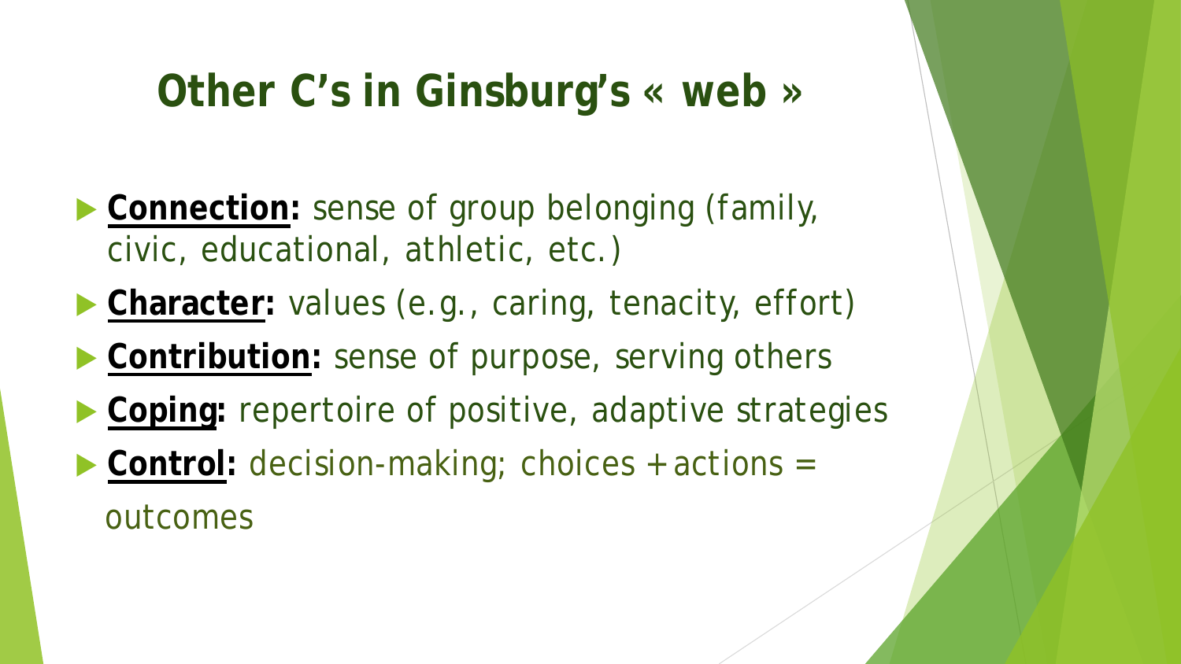# Other C's in Ginsburg's « web »

- **Connection:** sense of group belonging (family, civic, educational, athletic, etc.)
- **Character:** values (e.g., caring, tenacity, effort)
- **Contribution:** sense of purpose, serving others
- **Coping:** repertoire of positive, adaptive strategies
- **Control:** decision-making; choices + actions = outcomes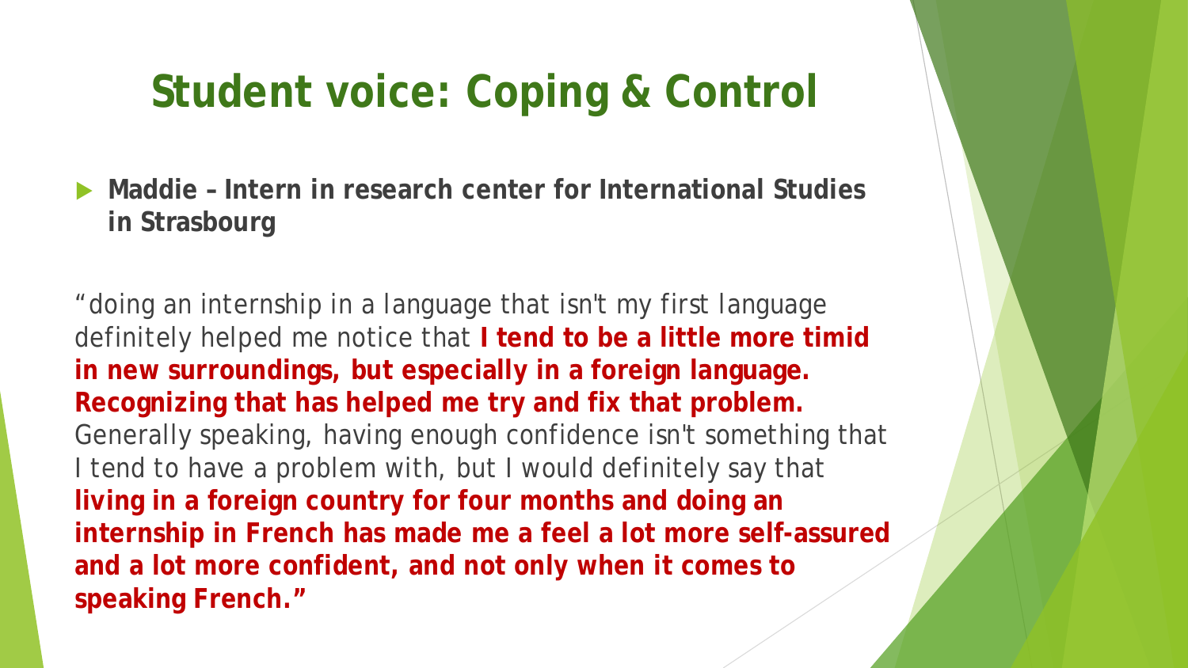# Student voice: Coping & Control

- **Maddie – Intern in research center for International Studies in Strasbourg**

"doing an internship in a language that isn't my first language definitely helped me notice that **I tend to be a little more timid in new surroundings, but especially in a foreign language. Recognizing that has helped me try and fix that problem.** Generally speaking, having enough confidence isn't something that I tend to have a problem with, but I would definitely say that **living in a foreign country for four months and doing an internship in French has made me a feel a lot more self-assured and a lot more confident, and not only when it comes to speaking French."**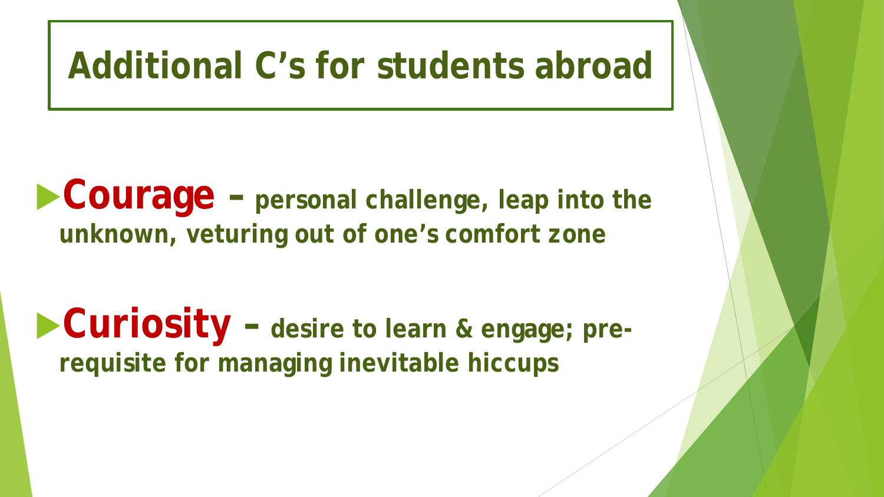# Additional C's for students abroad

- **Courage** – personal challenge, leap into the unknown, veturing out of one's comfort zone
- **Curiosity** – desire to learn & engage; pre-requisite for managing inevitable hiccups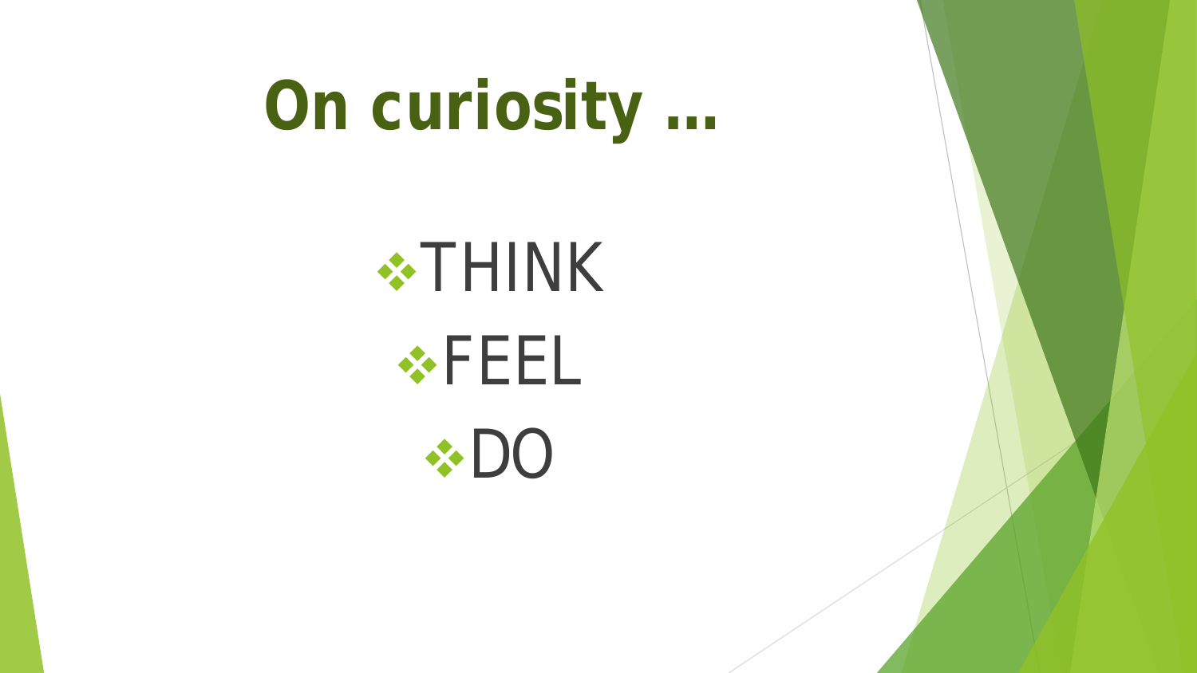# On curiosity …

- THINK
- FEEL
- DO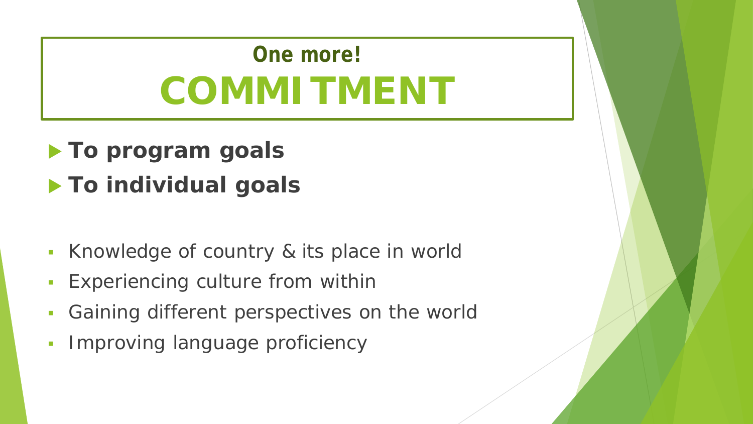# One more!
# COMMITMENT

- **To program goals**
- **To individual goals**

- Knowledge of country & its place in world
- Experiencing culture from within
- Gaining different perspectives on the world
- Improving language proficiency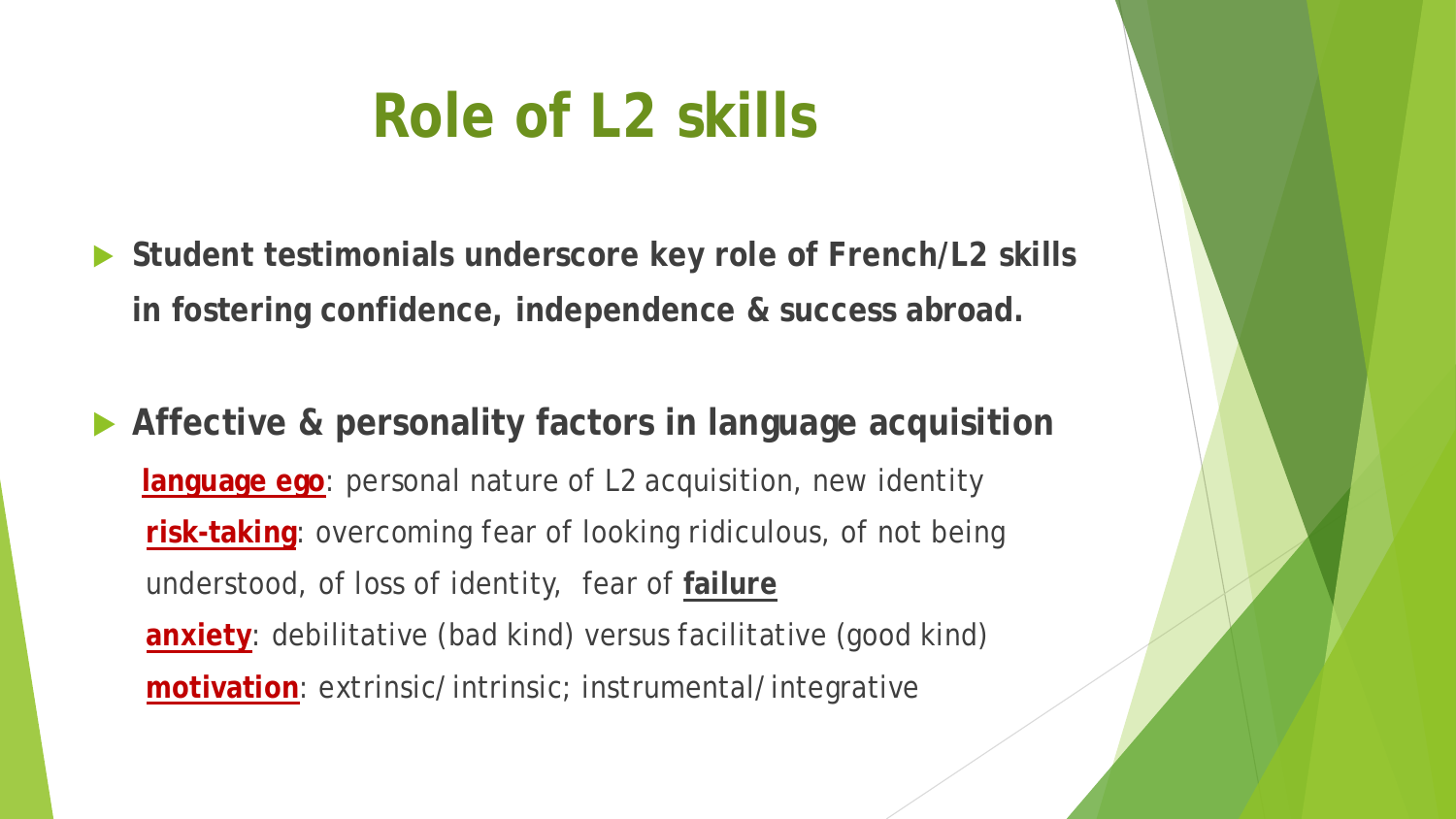# Role of L2 skills

- **Student testimonials underscore key role of French/L2 skills in fostering confidence, independence & success abroad.**

- **Affective & personality factors in language acquisition**
  - **language ego**: personal nature of L2 acquisition, new identity
  - **risk-taking**: overcoming fear of looking ridiculous, of not being understood, of loss of identity, fear of **failure**
  - **anxiety**: debilitative (bad kind) versus facilitative (good kind)
  - **motivation**: extrinsic/intrinsic; instrumental/integrative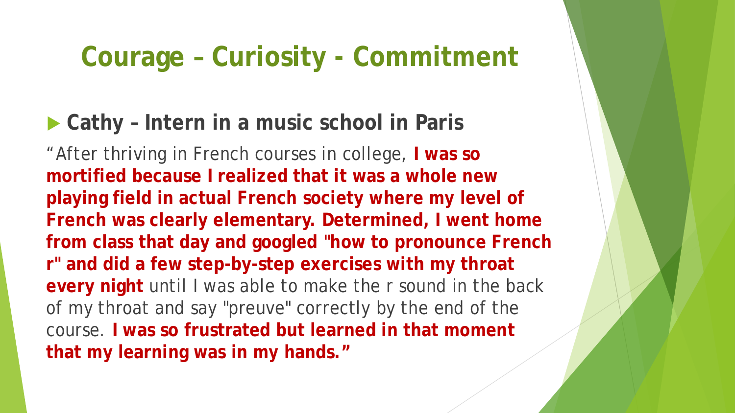# Courage – Curiosity - Commitment

- **Cathy – Intern in a music school in Paris**

"After thriving in French courses in college, **I was so mortified because I realized that it was a whole new playing field in actual French society where my level of French was clearly elementary. Determined, I went home from class that day and googled "how to pronounce French r" and did a few step-by-step exercises with my throat every night** until I was able to make the r sound in the back of my throat and say "preuve" correctly by the end of the course. **I was so frustrated but learned in that moment that my learning was in my hands."**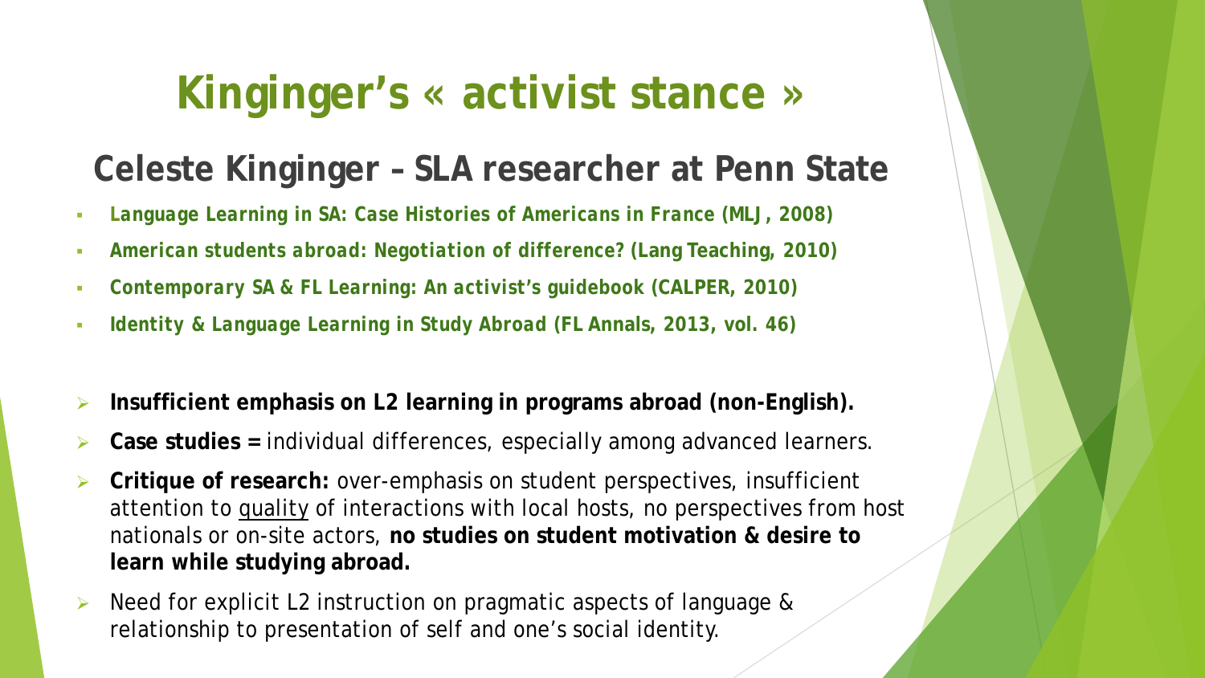# Kinginger's « activist stance »

## Celeste Kinginger – SLA researcher at Penn State

- ***Language Learning in SA: Case Histories of Americans in France* (MLJ, 2008)**
- ***American students abroad: Negotiation of difference?* (Lang Teaching, 2010)**
- ***Contemporary SA & FL Learning: An activist's guidebook* (CALPER, 2010)**
- ***Identity & Language Learning in Study Abroad* (FL Annals, 2013, vol. 46)**

- **Insufficient emphasis on L2 learning in programs abroad (non-English).**
- **Case studies =** individual differences, especially among advanced learners.
- **Critique of research:** over-emphasis on student perspectives, insufficient attention to <u>quality</u> of interactions with local hosts, no perspectives from host nationals or on-site actors, **no studies on student motivation & desire to learn while studying abroad.**
- Need for explicit L2 instruction on pragmatic aspects of language & relationship to presentation of self and one's social identity.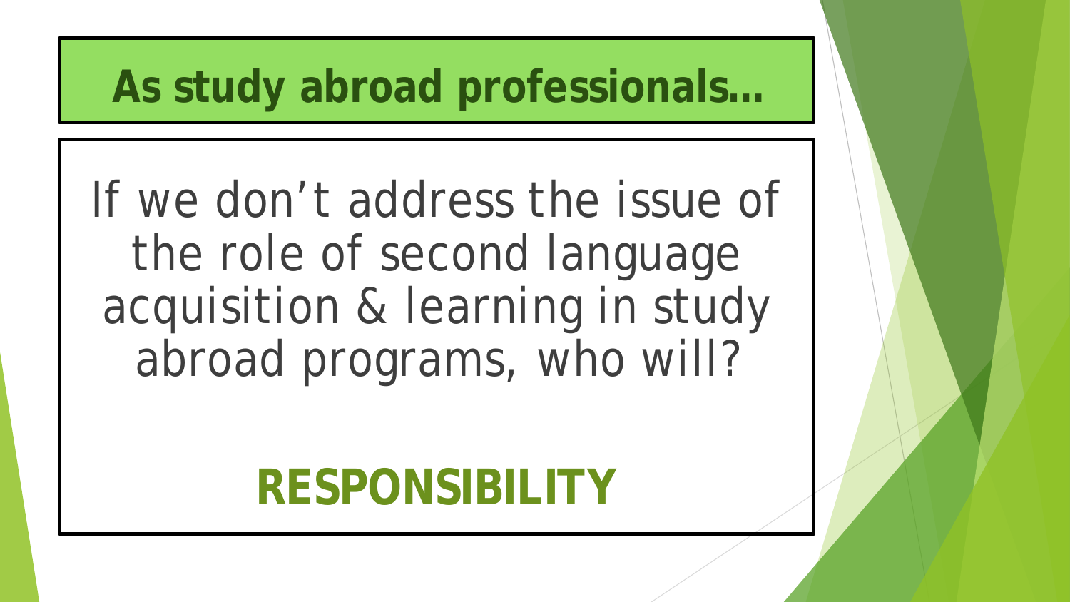# As study abroad professionals…

If we don't address the issue of the role of second language acquisition & learning in study abroad programs, who will?

**RESPONSIBILITY**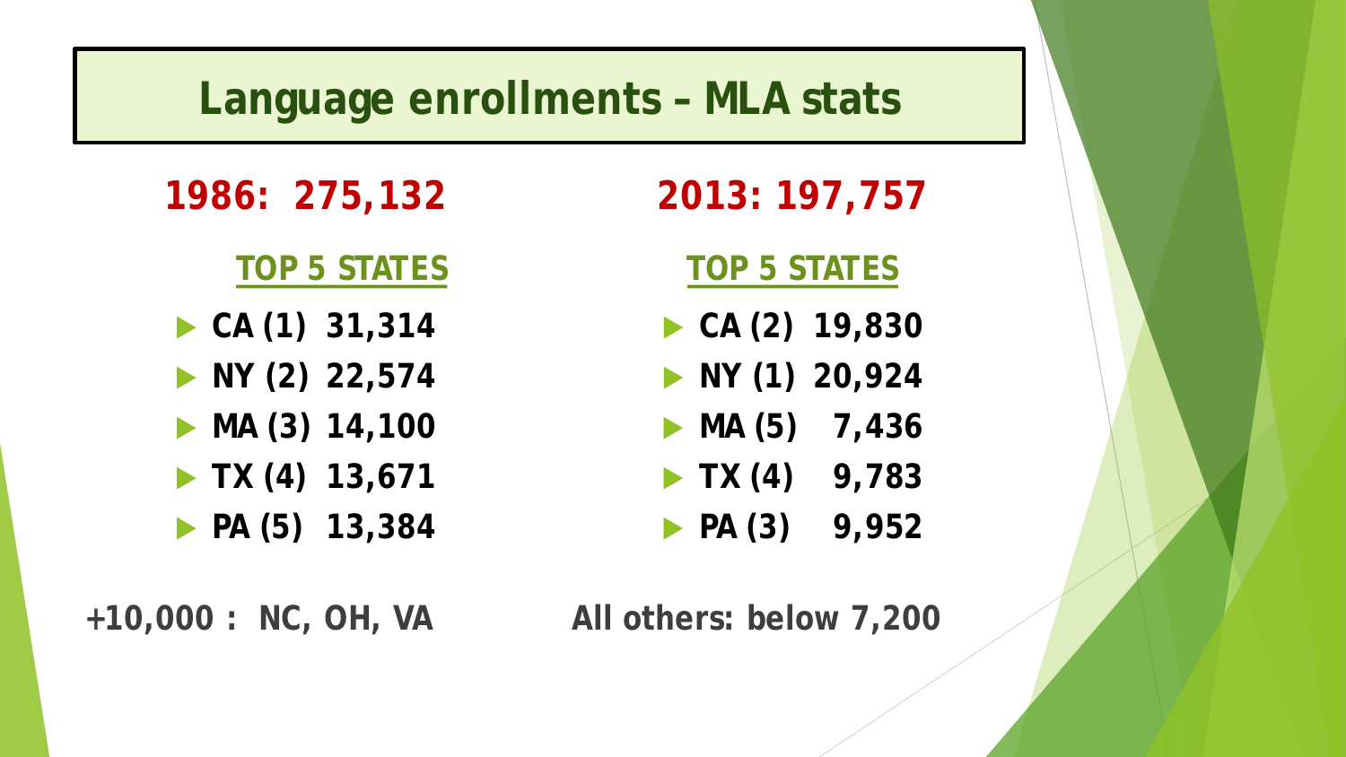# Language enrollments – MLA stats

**1986: 275,132**

**TOP 5 STATES**

- **CA (1) 31,314**
- **NY (2) 22,574**
- **MA (3) 14,100**
- **TX (4) 13,671**
- **PA (5) 13,384**

**+10,000 : NC, OH, VA**

**2013: 197,757**

**TOP 5 STATES**

- **CA (2) 19,830**
- **NY (1) 20,924**
- **MA (5) 7,436**
- **TX (4) 9,783**
- **PA (3) 9,952**

**All others: below 7,200**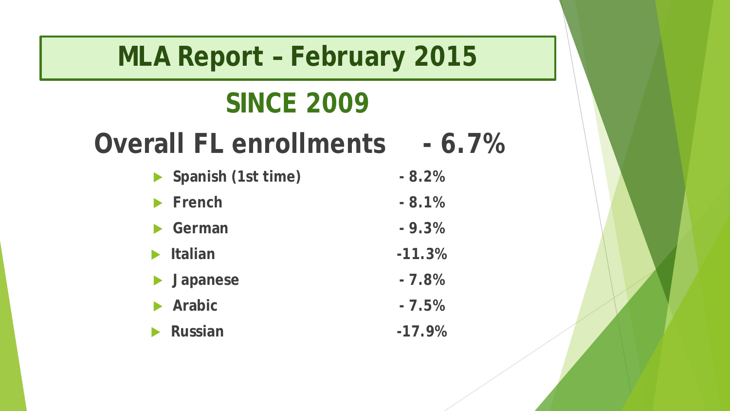# MLA Report – February 2015

## SINCE 2009

## Overall FL enrollments - 6.7%

- **Spanish (1st time)** - 8.2%
- **French** - 8.1%
- **German** - 9.3%
- **Italian** -11.3%
- **Japanese** - 7.8%
- **Arabic** - 7.5%
- **Russian** -17.9%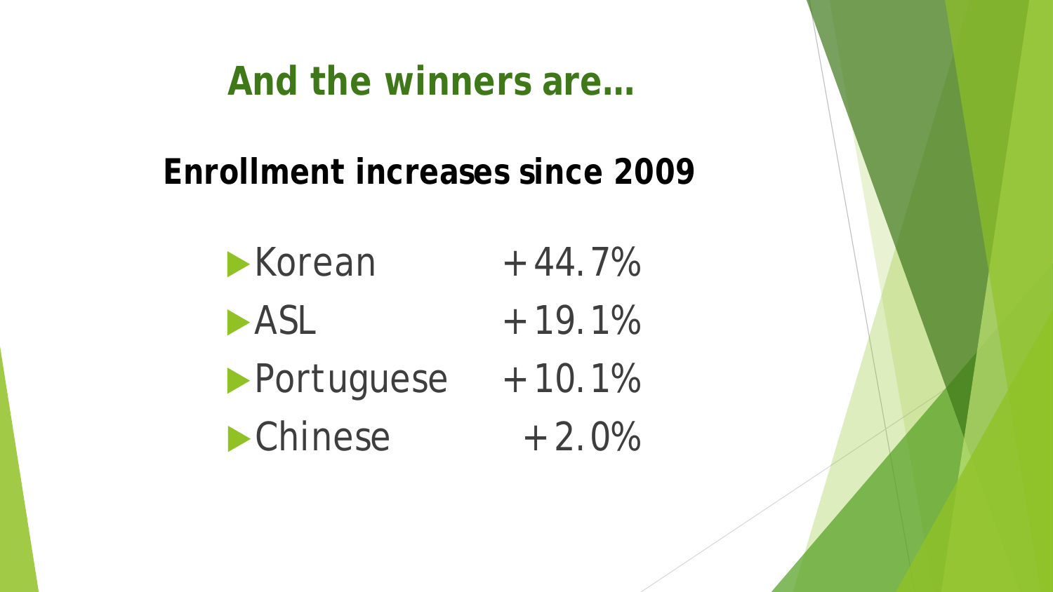# And the winners are…

## Enrollment increases since 2009

- Korean +44.7%
- ASL +19.1%
- Portuguese +10.1%
- Chinese +2.0%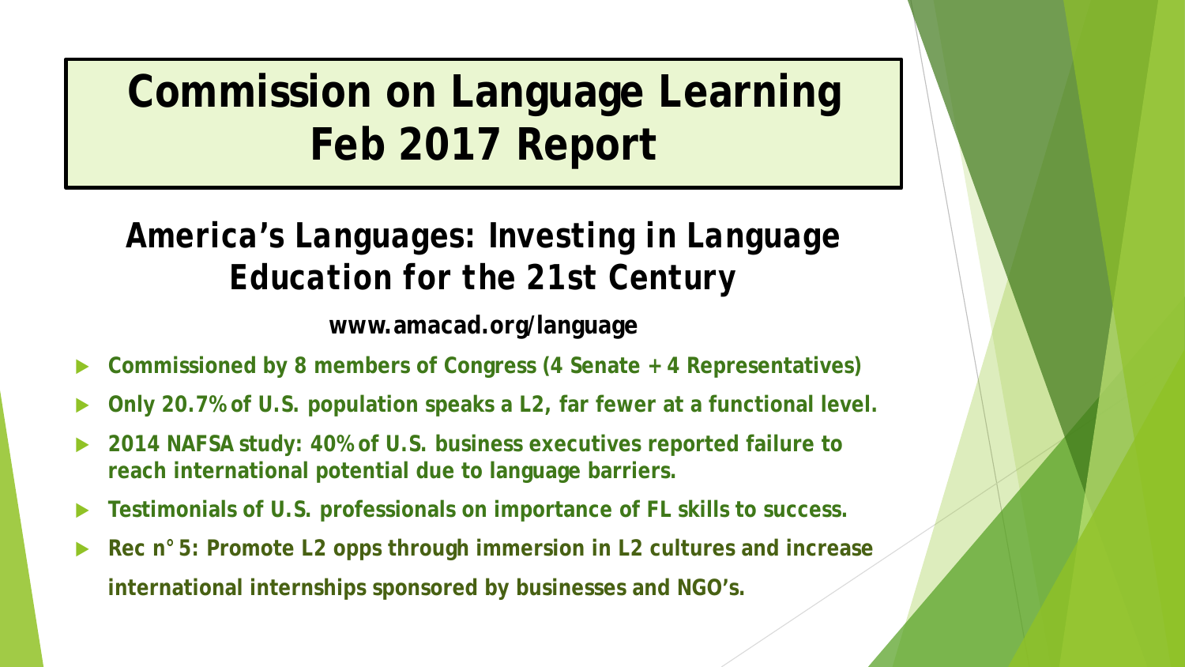# Commission on Language Learning Feb 2017 Report

## *America's Languages: Investing in Language Education for the 21st Century*

**www.amacad.org/language**

- **Commissioned by 8 members of Congress (4 Senate + 4 Representatives)**
- **Only 20.7% of U.S. population speaks a L2, far fewer at a functional level.**
- **2014 NAFSA study: 40% of U.S. business executives reported failure to reach international potential due to language barriers.**
- **Testimonials of U.S. professionals on importance of FL skills to success.**
- **Rec n° 5: Promote L2 opps through immersion in L2 cultures and increase international internships sponsored by businesses and NGO's.**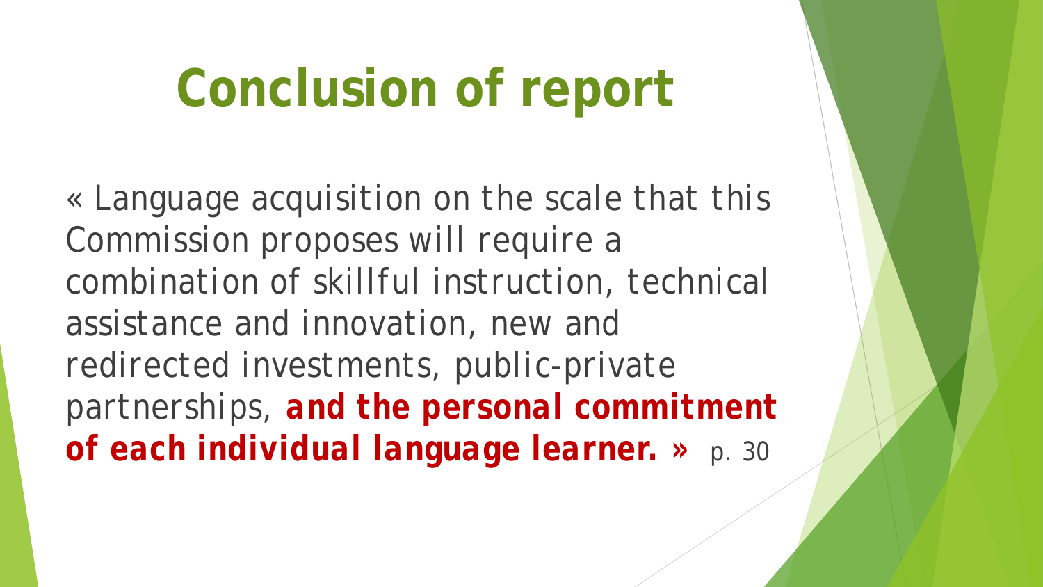# Conclusion of report

« Language acquisition on the scale that this Commission proposes will require a combination of skillful instruction, technical assistance and innovation, new and redirected investments, public-private partnerships, **and the personal commitment of each individual language learner. »** p. 30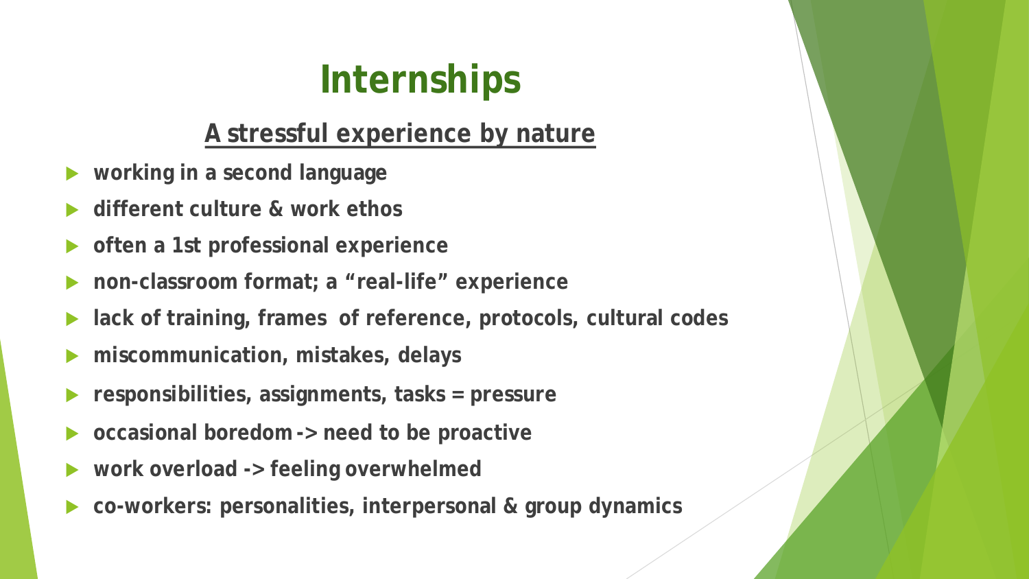# Internships

## <u>A stressful experience by nature</u>

- **working in a second language**
- **different culture & work ethos**
- **often a 1st professional experience**
- **non-classroom format; a "real-life" experience**
- **lack of training, frames of reference, protocols, cultural codes**
- **miscommunication, mistakes, delays**
- **responsibilities, assignments, tasks = pressure**
- **occasional boredom -> need to be proactive**
- **work overload -> feeling overwhelmed**
- **co-workers: personalities, interpersonal & group dynamics**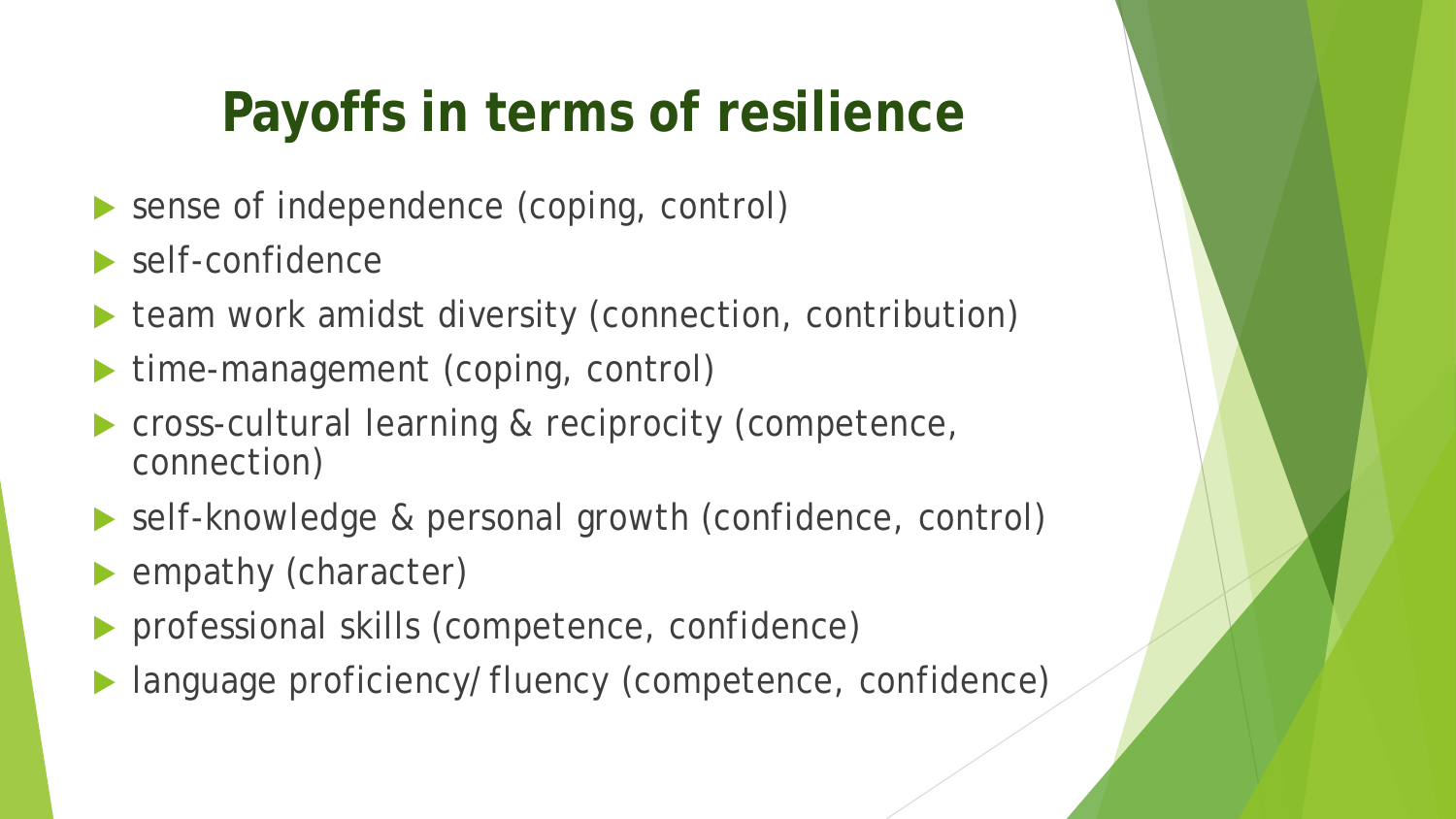# Payoffs in terms of resilience

- sense of independence (coping, control)
- self-confidence
- team work amidst diversity (connection, contribution)
- time-management (coping, control)
- cross-cultural learning & reciprocity (competence, connection)
- self-knowledge & personal growth (confidence, control)
- empathy (character)
- professional skills (competence, confidence)
- language proficiency/fluency (competence, confidence)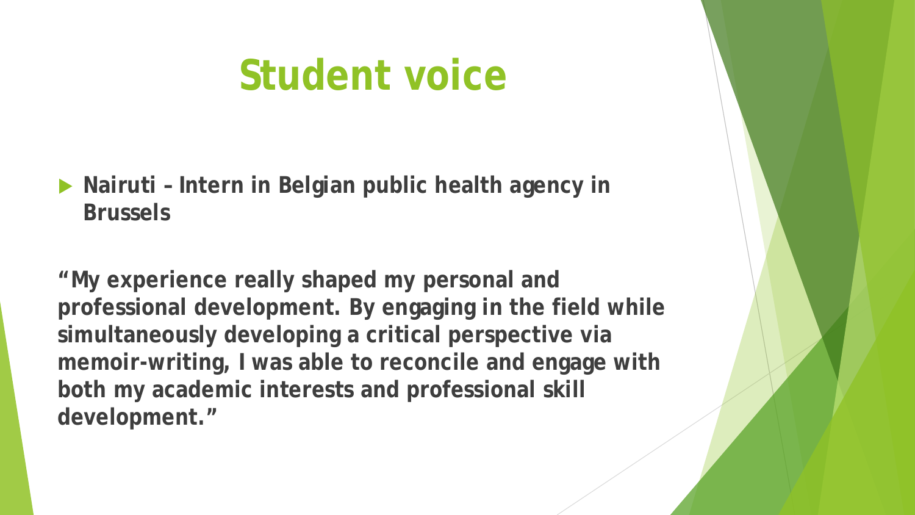# Student voice

- **Nairuti – Intern in Belgian public health agency in Brussels**

**"My experience really shaped my personal and professional development. By engaging in the field while simultaneously developing a critical perspective via memoir-writing, I was able to reconcile and engage with both my academic interests and professional skill development."**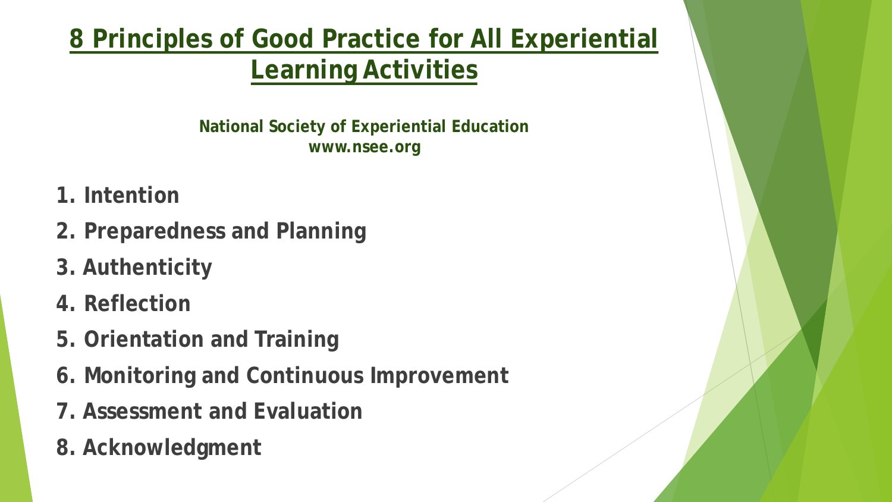# 8 Principles of Good Practice for All Experiential Learning Activities

**National Society of Experiential Education**
**www.nsee.org**

1. **Intention**
2. **Preparedness and Planning**
3. **Authenticity**
4. **Reflection**
5. **Orientation and Training**
6. **Monitoring and Continuous Improvement**
7. **Assessment and Evaluation**
8. **Acknowledgment**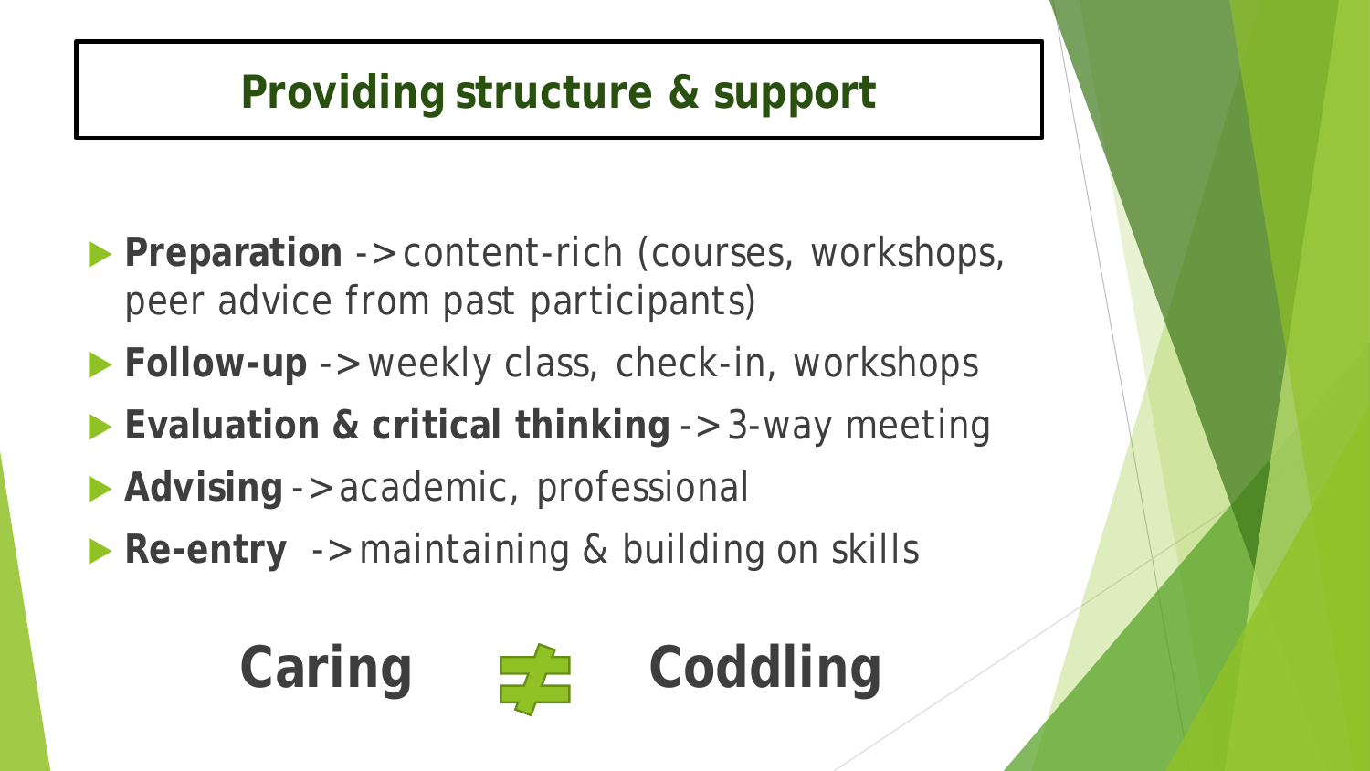# Providing structure & support

- **Preparation** -> content-rich (courses, workshops, peer advice from past participants)
- **Follow-up** -> weekly class, check-in, workshops
- **Evaluation & critical thinking** -> 3-way meeting
- **Advising** -> academic, professional
- **Re-entry** -> maintaining & building on skills

**Caring ≠ Coddling**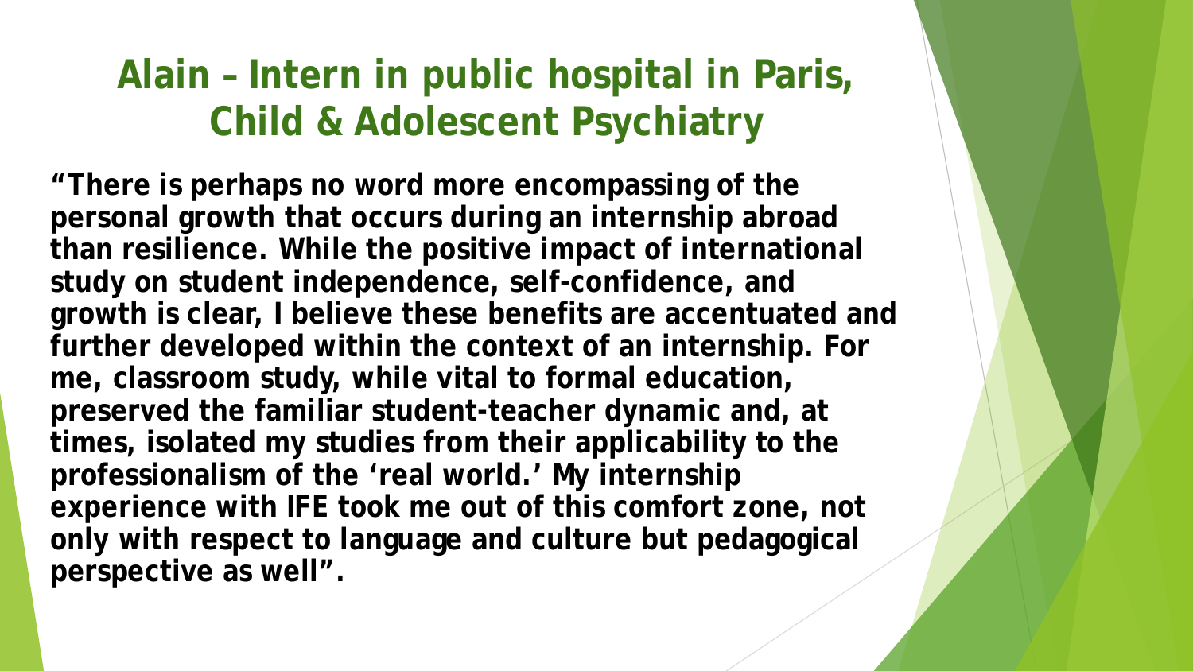# Alain – Intern in public hospital in Paris, Child & Adolescent Psychiatry

**"There is perhaps no word more encompassing of the personal growth that occurs during an internship abroad than resilience. While the positive impact of international study on student independence, self-confidence, and growth is clear, I believe these benefits are accentuated and further developed within the context of an internship. For me, classroom study, while vital to formal education, preserved the familiar student-teacher dynamic and, at times, isolated my studies from their applicability to the professionalism of the 'real world.' My internship experience with IFE took me out of this comfort zone, not only with respect to language and culture but pedagogical perspective as well".**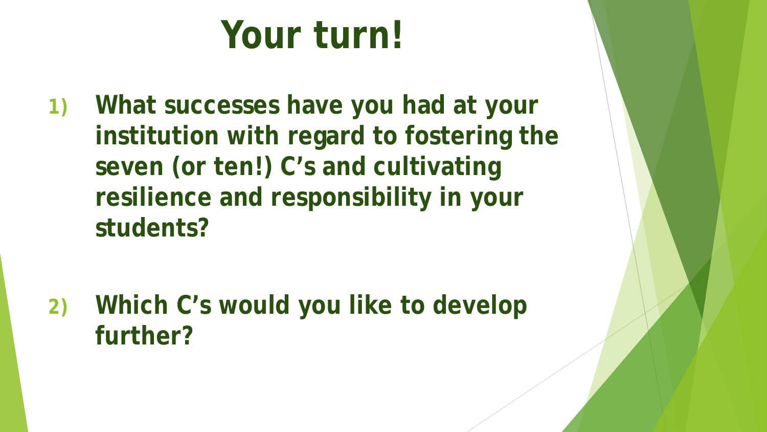# Your turn!

1) What successes have you had at your institution with regard to fostering the seven (or ten!) C's and cultivating resilience and responsibility in your students?

2) Which C's would you like to develop further?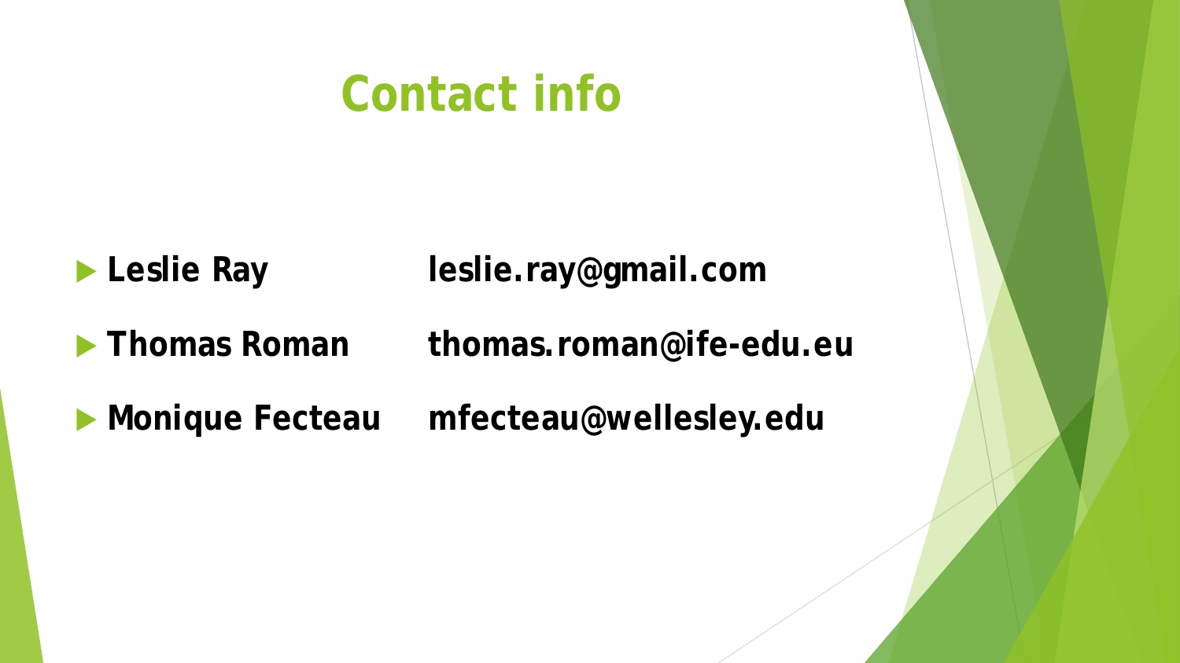# Contact info

- **Leslie Ray** **leslie.ray@gmail.com**
- **Thomas Roman** **thomas.roman@ife-edu.eu**
- **Monique Fecteau** **mfecteau@wellesley.edu**